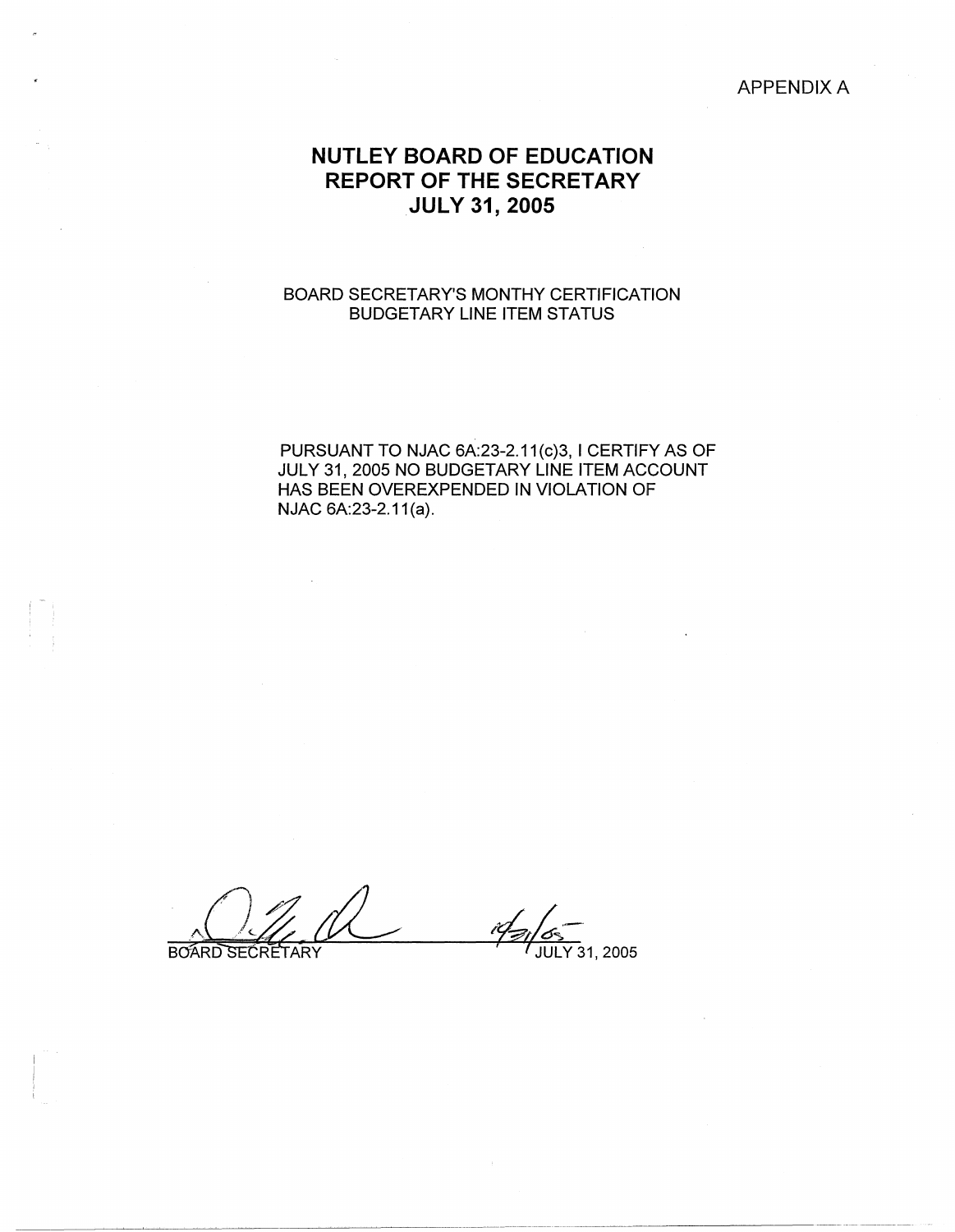APPENDIX A

# NUTLEY BOARD OF EDUCATION
# REPORT OF THE SECRETARY
# JULY 31, 2005

BOARD SECRETARY'S MONTHY CERTIFICATION
BUDGETARY LINE ITEM STATUS

PURSUANT TO NJAC 6A:23-2.11(c)3, I CERTIFY AS OF JULY 31, 2005 NO BUDGETARY LINE ITEM ACCOUNT HAS BEEN OVEREXPENDED IN VIOLATION OF NJAC 6A:23-2.11(a).

BOARD SECRETARY JULY 31, 2005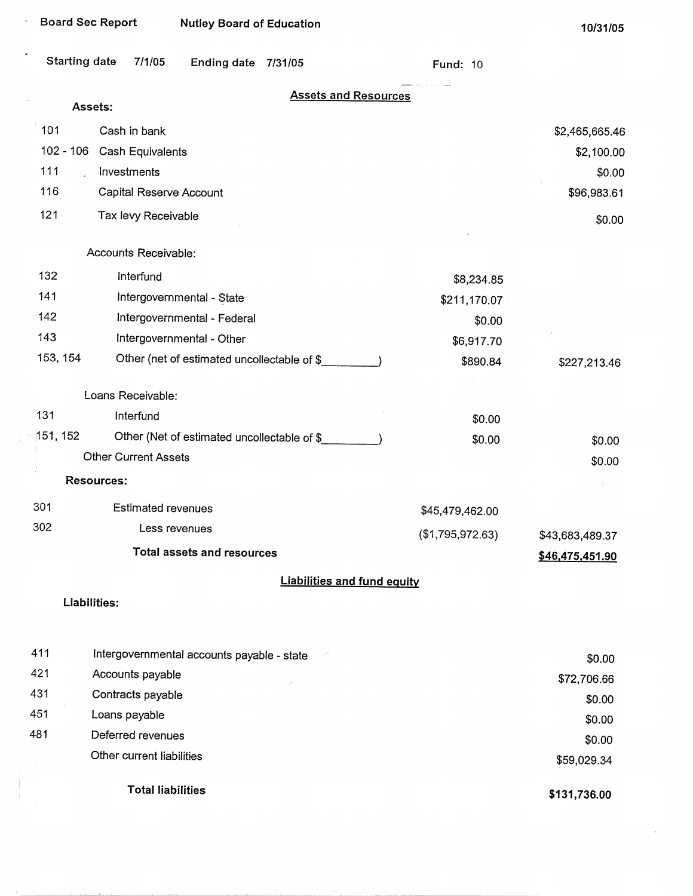Board Sec Report — Nutley Board of Education — 10/31/05

Starting date 7/1/05 — Ending date 7/31/05 — Fund: 10

## Assets and Resources

| Code | Description | | Amount |
|---|---|---|---|
| | **Assets:** | | |
| 101 | Cash in bank | | $2,465,665.46 |
| 102 - 106 | Cash Equivalents | | $2,100.00 |
| 111 | Investments | | $0.00 |
| 116 | Capital Reserve Account | | $96,983.61 |
| 121 | Tax levy Receivable | | $0.00 |
| | Accounts Receivable: | | |
| 132 | Interfund | $8,234.85 | |
| 141 | Intergovernmental - State | $211,170.07 | |
| 142 | Intergovernmental - Federal | $0.00 | |
| 143 | Intergovernmental - Other | $6,917.70 | |
| 153, 154 | Other (net of estimated uncollectable of $_________) | $890.84 | $227,213.46 |
| | Loans Receivable: | | |
| 131 | Interfund | $0.00 | |
| 151, 152 | Other (Net of estimated uncollectable of $_________) | $0.00 | $0.00 |
| | Other Current Assets | | $0.00 |
| | **Resources:** | | |
| 301 | Estimated revenues | $45,479,462.00 | |
| 302 | Less revenues | ($1,795,972.63) | $43,683,489.37 |
| | **Total assets and resources** | | **$46,475,451.90** |

## Liabilities and fund equity

| Code | Description | Amount |
|---|---|---|
| | **Liabilities:** | |
| 411 | Intergovernmental accounts payable - state | $0.00 |
| 421 | Accounts payable | $72,706.66 |
| 431 | Contracts payable | $0.00 |
| 451 | Loans payable | $0.00 |
| 481 | Deferred revenues | $0.00 |
| | Other current liabilities | $59,029.34 |
| | **Total liabilities** | **$131,736.00** |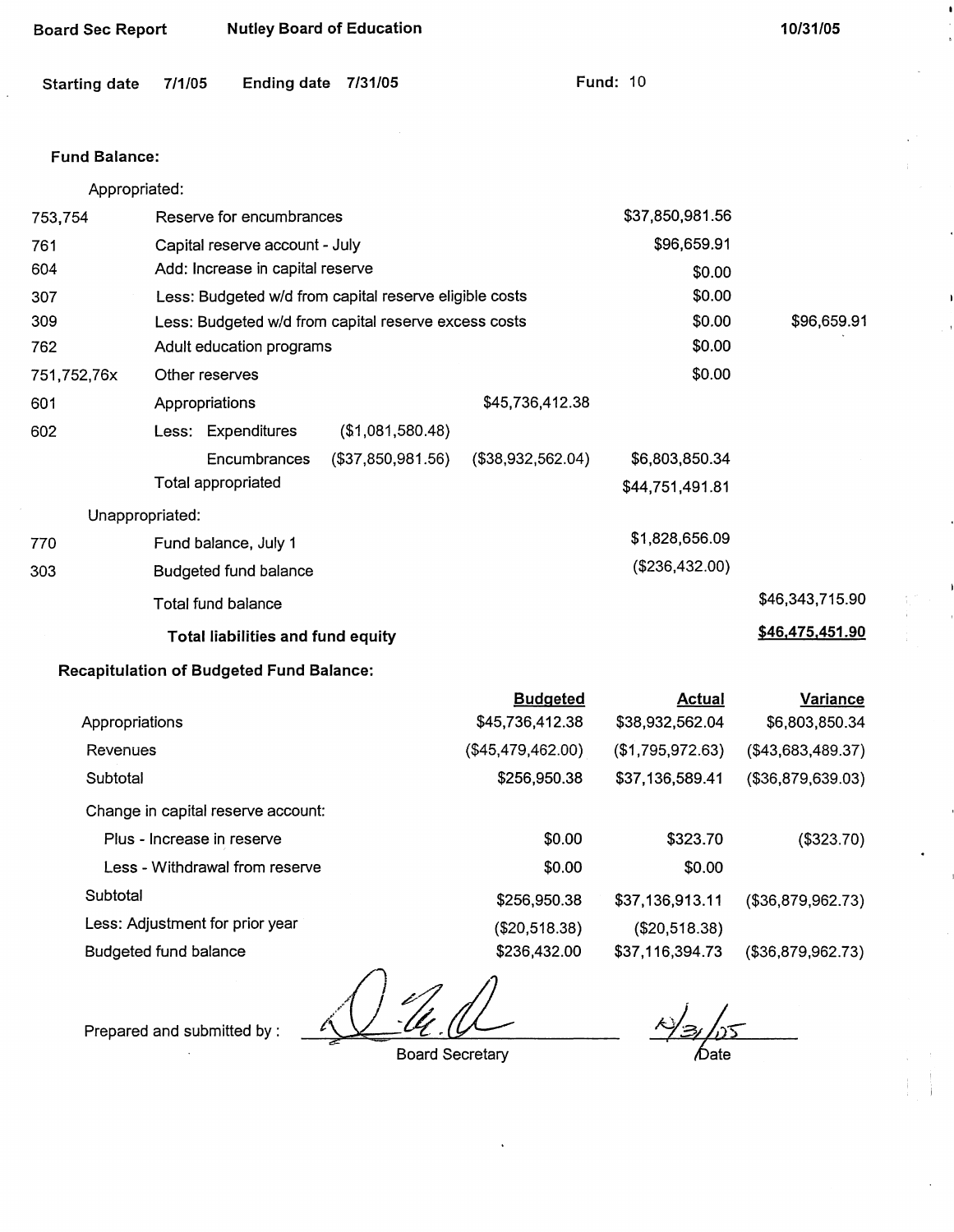Board Sec Report    Nutley Board of Education    10/31/05

Starting date 7/1/05    Ending date 7/31/05    Fund: 10

**Fund Balance:**

| | | | | | |
|---|---|---|---|---|---|
| | Appropriated: | | | | |
| 753,754 | Reserve for encumbrances | | | $37,850,981.56 | |
| 761 | Capital reserve account - July | | | $96,659.91 | |
| 604 | Add: Increase in capital reserve | | | $0.00 | |
| 307 | Less: Budgeted w/d from capital reserve eligible costs | | | $0.00 | |
| 309 | Less: Budgeted w/d from capital reserve excess costs | | | $0.00 | $96,659.91 |
| 762 | Adult education programs | | | $0.00 | |
| 751,752,76x | Other reserves | | | $0.00 | |
| 601 | Appropriations | | $45,736,412.38 | | |
| 602 | Less: Expenditures | ($1,081,580.48) | | | |
| | Encumbrances | ($37,850,981.56) | ($38,932,562.04) | $6,803,850.34 | |
| | Total appropriated | | | $44,751,491.81 | |
| | Unappropriated: | | | | |
| 770 | Fund balance, July 1 | | | $1,828,656.09 | |
| 303 | Budgeted fund balance | | | ($236,432.00) | |
| | Total fund balance | | | | $46,343,715.90 |
| | **Total liabilities and fund equity** | | | | **$46,475,451.90** |

**Recapitulation of Budgeted Fund Balance:**

| | Budgeted | Actual | Variance |
|---|---|---|---|
| Appropriations | $45,736,412.38 | $38,932,562.04 | $6,803,850.34 |
| Revenues | ($45,479,462.00) | ($1,795,972.63) | ($43,683,489.37) |
| Subtotal | $256,950.38 | $37,136,589.41 | ($36,879,639.03) |
| Change in capital reserve account: | | | |
| Plus - Increase in reserve | $0.00 | $323.70 | ($323.70) |
| Less - Withdrawal from reserve | $0.00 | $0.00 | |
| Subtotal | $256,950.38 | $37,136,913.11 | ($36,879,962.73) |
| Less: Adjustment for prior year | ($20,518.38) | ($20,518.38) | |
| Budgeted fund balance | $236,432.00 | $37,116,394.73 | ($36,879,962.73) |

Prepared and submitted by : ______________________ Board Secretary    8/31/05 Date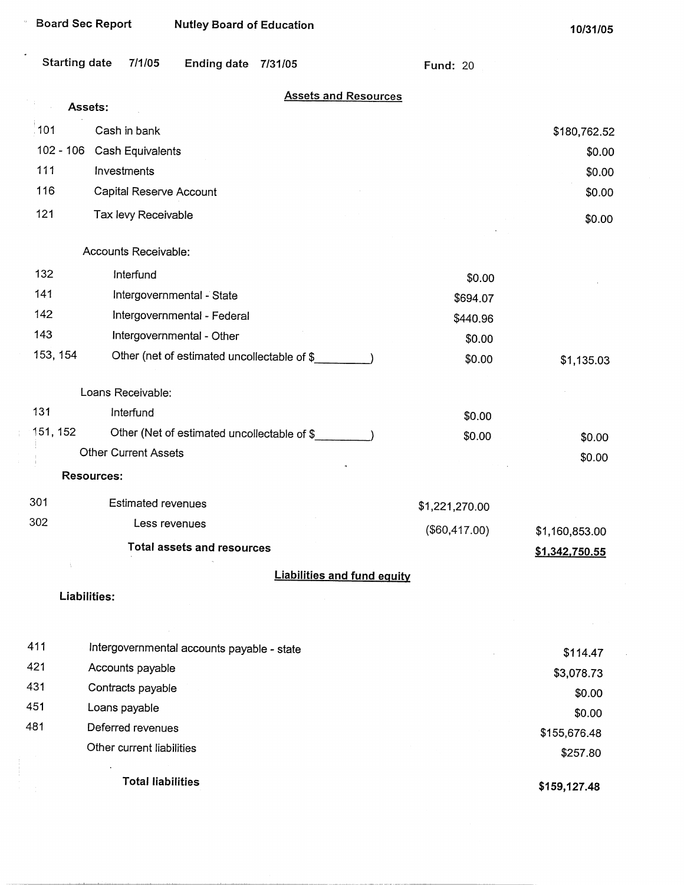Board Sec Report | Nutley Board of Education | 10/31/05

Starting date 7/1/05 Ending date 7/31/05 Fund: 20

## Assets and Resources

**Assets:**

| Code | Description | | Amount |
|---|---|---|---|
| 101 | Cash in bank | | $180,762.52 |
| 102 - 106 | Cash Equivalents | | $0.00 |
| 111 | Investments | | $0.00 |
| 116 | Capital Reserve Account | | $0.00 |
| 121 | Tax levy Receivable | | $0.00 |
| | Accounts Receivable: | | |
| 132 | Interfund | $0.00 | |
| 141 | Intergovernmental - State | $694.07 | |
| 142 | Intergovernmental - Federal | $440.96 | |
| 143 | Intergovernmental - Other | $0.00 | |
| 153, 154 | Other (net of estimated uncollectable of $\_\_\_\_\_\_\_\_) | $0.00 | $1,135.03 |
| | Loans Receivable: | | |
| 131 | Interfund | $0.00 | |
| 151, 152 | Other (Net of estimated uncollectable of $\_\_\_\_\_\_\_\_) | $0.00 | $0.00 |
| | Other Current Assets | | $0.00 |

**Resources:**

| Code | Description | | Amount |
|---|---|---|---|
| 301 | Estimated revenues | $1,221,270.00 | |
| 302 | Less revenues | ($60,417.00) | $1,160,853.00 |
| | **Total assets and resources** | | **$1,342,750.55** |

## Liabilities and fund equity

**Liabilities:**

| Code | Description | Amount |
|---|---|---|
| 411 | Intergovernmental accounts payable - state | $114.47 |
| 421 | Accounts payable | $3,078.73 |
| 431 | Contracts payable | $0.00 |
| 451 | Loans payable | $0.00 |
| 481 | Deferred revenues | $155,676.48 |
| | Other current liabilities | $257.80 |
| | **Total liabilities** | **$159,127.48** |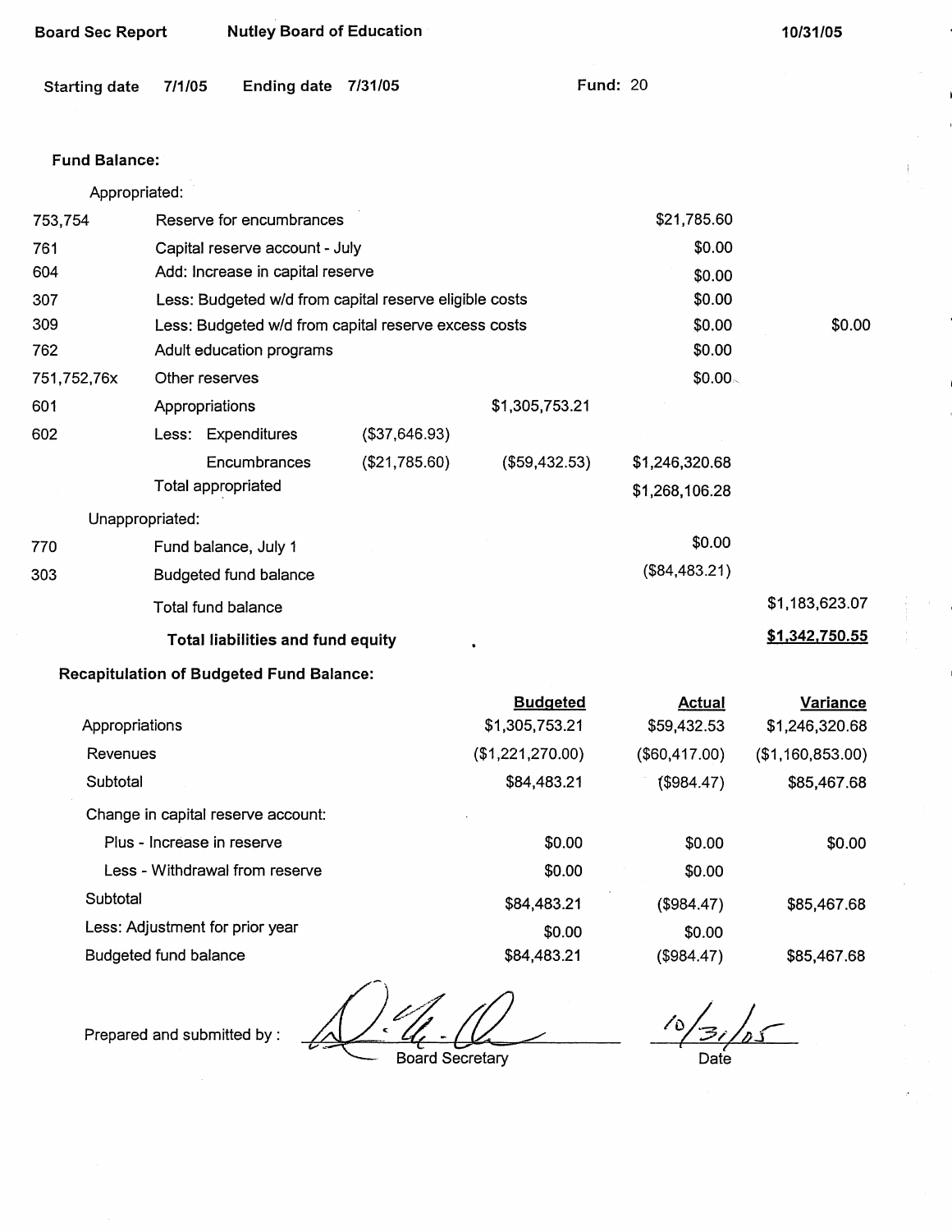**Board Sec Report** **Nutley Board of Education** **10/31/05**

**Starting date** 7/1/05 **Ending date** 7/31/05 **Fund:** 20

**Fund Balance:**

| | | | | | |
|---|---|---|---|---|---|
| | Appropriated: | | | | |
| 753,754 | Reserve for encumbrances | | | $21,785.60 | |
| 761 | Capital reserve account - July | | | $0.00 | |
| 604 | Add: Increase in capital reserve | | | $0.00 | |
| 307 | Less: Budgeted w/d from capital reserve eligible costs | | | $0.00 | |
| 309 | Less: Budgeted w/d from capital reserve excess costs | | | $0.00 | $0.00 |
| 762 | Adult education programs | | | $0.00 | |
| 751,752,76x | Other reserves | | | $0.00 | |
| 601 | Appropriations | | $1,305,753.21 | | |
| 602 | Less: Expenditures | ($37,646.93) | | | |
| | Encumbrances | ($21,785.60) | ($59,432.53) | $1,246,320.68 | |
| | Total appropriated | | | $1,268,106.28 | |
| | Unappropriated: | | | | |
| 770 | Fund balance, July 1 | | | $0.00 | |
| 303 | Budgeted fund balance | | | ($84,483.21) | |
| | Total fund balance | | | | $1,183,623.07 |
| | **Total liabilities and fund equity** | | | | **$1,342,750.55** |

**Recapitulation of Budgeted Fund Balance:**

| | Budgeted | Actual | Variance |
|---|---|---|---|
| Appropriations | $1,305,753.21 | $59,432.53 | $1,246,320.68 |
| Revenues | ($1,221,270.00) | ($60,417.00) | ($1,160,853.00) |
| Subtotal | $84,483.21 | ($984.47) | $85,467.68 |
| Change in capital reserve account: | | | |
| Plus - Increase in reserve | $0.00 | $0.00 | $0.00 |
| Less - Withdrawal from reserve | $0.00 | $0.00 | |
| Subtotal | $84,483.21 | ($984.47) | $85,467.68 |
| Less: Adjustment for prior year | $0.00 | $0.00 | |
| Budgeted fund balance | $84,483.21 | ($984.47) | $85,467.68 |

Prepared and submitted by : ____________________ Board Secretary    10/31/05 Date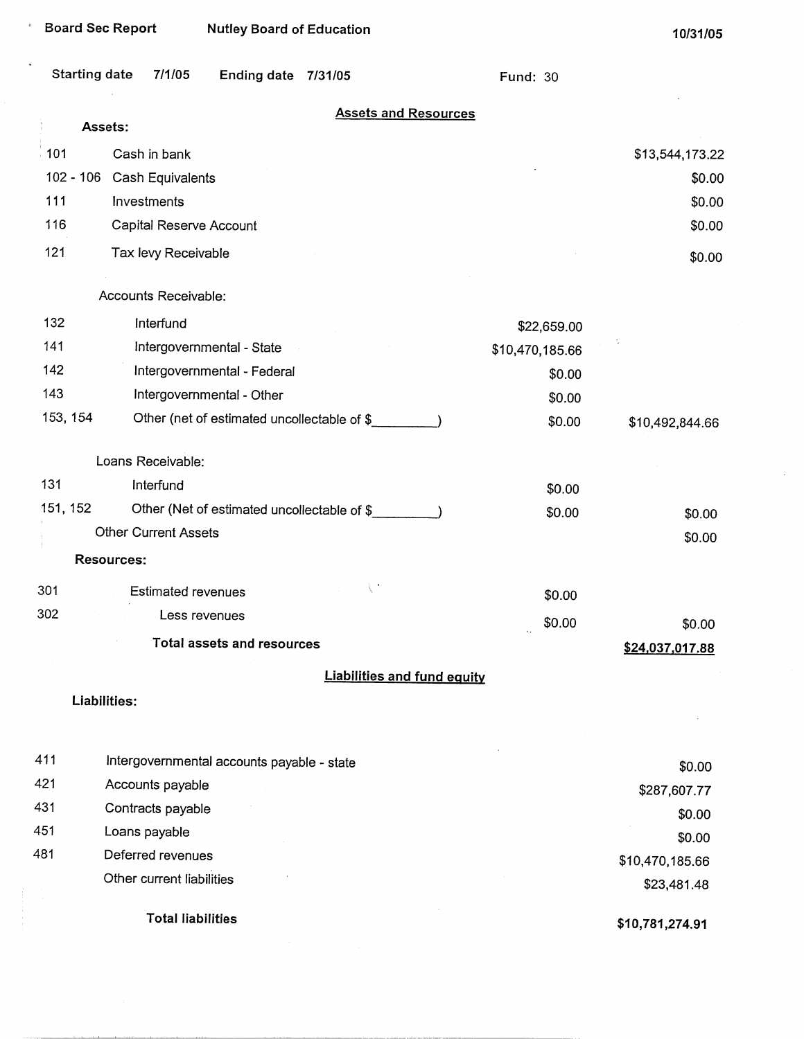Board Sec Report | Nutley Board of Education | 10/31/05

Starting date 7/1/05 | Ending date 7/31/05 | Fund: 30

## Assets and Resources

**Assets:**

| Code | Description | | Amount |
|---|---|---|---|
| 101 | Cash in bank | | $13,544,173.22 |
| 102 - 106 | Cash Equivalents | | $0.00 |
| 111 | Investments | | $0.00 |
| 116 | Capital Reserve Account | | $0.00 |
| 121 | Tax levy Receivable | | $0.00 |
| | Accounts Receivable: | | |
| 132 | Interfund | $22,659.00 | |
| 141 | Intergovernmental - State | $10,470,185.66 | |
| 142 | Intergovernmental - Federal | $0.00 | |
| 143 | Intergovernmental - Other | $0.00 | |
| 153, 154 | Other (net of estimated uncollectable of $_________) | $0.00 | $10,492,844.66 |
| | Loans Receivable: | | |
| 131 | Interfund | $0.00 | |
| 151, 152 | Other (Net of estimated uncollectable of $_________) | $0.00 | $0.00 |
| | Other Current Assets | | $0.00 |
| | **Resources:** | | |
| 301 | Estimated revenues | $0.00 | |
| 302 | Less revenues | $0.00 | $0.00 |
| | **Total assets and resources** | | **$24,037,017.88** |

## Liabilities and fund equity

**Liabilities:**

| Code | Description | Amount |
|---|---|---|
| 411 | Intergovernmental accounts payable - state | $0.00 |
| 421 | Accounts payable | $287,607.77 |
| 431 | Contracts payable | $0.00 |
| 451 | Loans payable | $0.00 |
| 481 | Deferred revenues | $10,470,185.66 |
| | Other current liabilities | $23,481.48 |
| | **Total liabilities** | **$10,781,274.91** |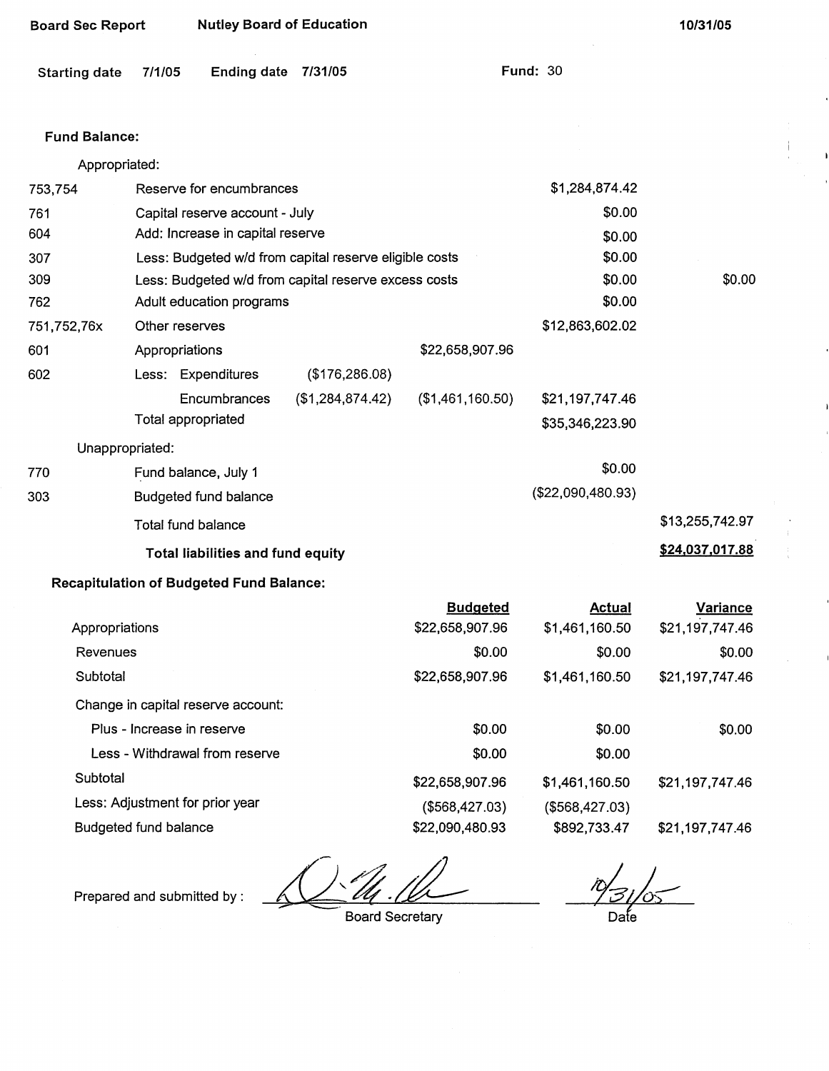**Board Sec Report** **Nutley Board of Education** **10/31/05**

**Starting date** **7/1/05** **Ending date** **7/31/05** **Fund:** 30

**Fund Balance:**

| Code | Description | | | | |
|---|---|---|---|---|---|
| | Appropriated: | | | | |
| 753,754 | Reserve for encumbrances | | | $1,284,874.42 | |
| 761 | Capital reserve account - July | | | $0.00 | |
| 604 | Add: Increase in capital reserve | | | $0.00 | |
| 307 | Less: Budgeted w/d from capital reserve eligible costs | | | $0.00 | |
| 309 | Less: Budgeted w/d from capital reserve excess costs | | | $0.00 | $0.00 |
| 762 | Adult education programs | | | $0.00 | |
| 751,752,76x | Other reserves | | | $12,863,602.02 | |
| 601 | Appropriations | | $22,658,907.96 | | |
| 602 | Less: Expenditures | ($176,286.08) | | | |
| | Encumbrances | ($1,284,874.42) | ($1,461,160.50) | $21,197,747.46 | |
| | Total appropriated | | | $35,346,223.90 | |
| | Unappropriated: | | | | |
| 770 | Fund balance, July 1 | | | $0.00 | |
| 303 | Budgeted fund balance | | | ($22,090,480.93) | |
| | Total fund balance | | | | $13,255,742.97 |
| | **Total liabilities and fund equity** | | | | **$24,037,017.88** |

**Recapitulation of Budgeted Fund Balance:**

| | Budgeted | Actual | Variance |
|---|---|---|---|
| Appropriations | $22,658,907.96 | $1,461,160.50 | $21,197,747.46 |
| Revenues | $0.00 | $0.00 | $0.00 |
| Subtotal | $22,658,907.96 | $1,461,160.50 | $21,197,747.46 |
| Change in capital reserve account: | | | |
| Plus - Increase in reserve | $0.00 | $0.00 | $0.00 |
| Less - Withdrawal from reserve | $0.00 | $0.00 | |
| Subtotal | $22,658,907.96 | $1,461,160.50 | $21,197,747.46 |
| Less: Adjustment for prior year | ($568,427.03) | ($568,427.03) | |
| Budgeted fund balance | $22,090,480.93 | $892,733.47 | $21,197,747.46 |

Prepared and submitted by : ______________________ Board Secretary    10/31/05 Date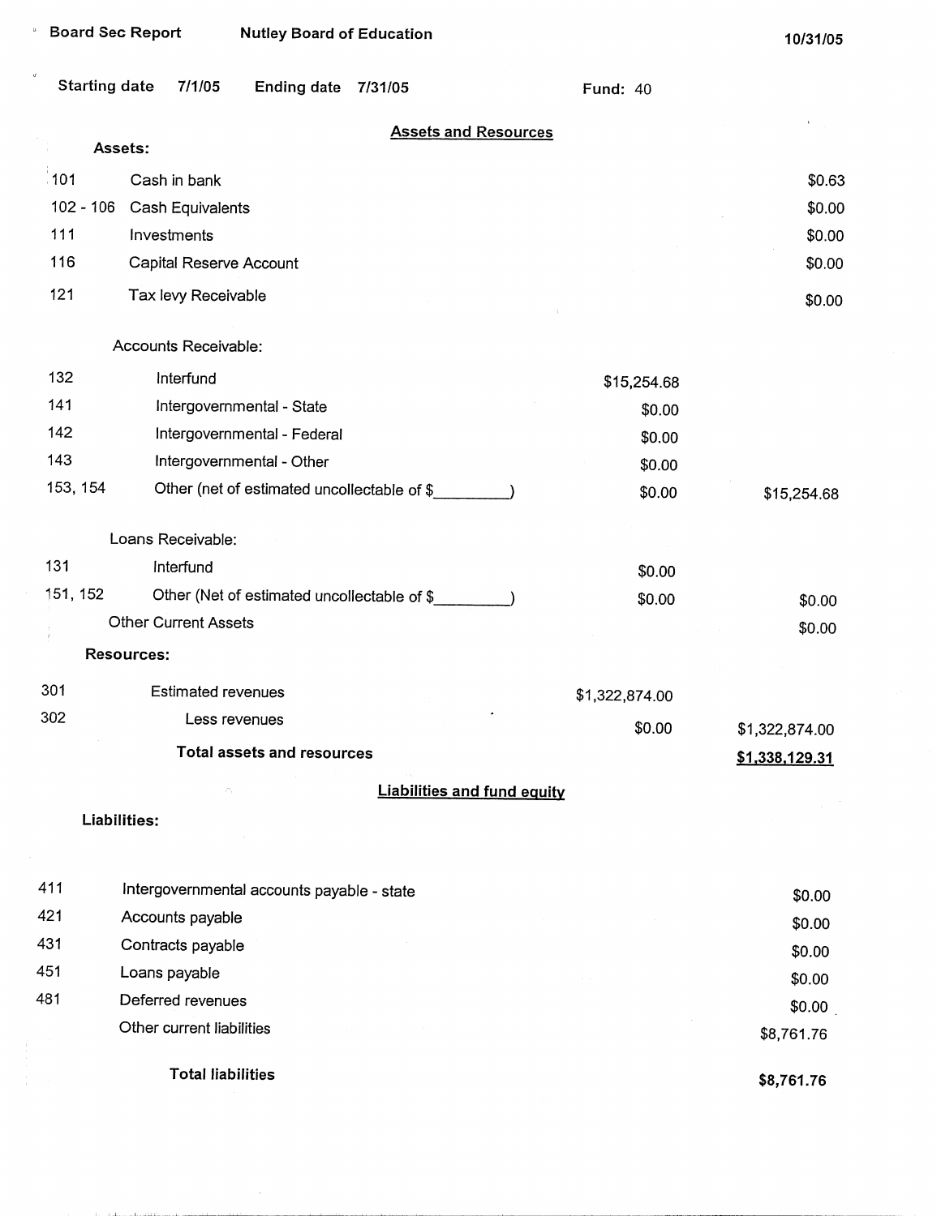Board Sec Report Nutley Board of Education 10/31/05

Starting date 7/1/05 Ending date 7/31/05 Fund: 40

## Assets and Resources

**Assets:**

| | | | |
|---|---|---|---|
| 101 | Cash in bank | | $0.63 |
| 102 - 106 | Cash Equivalents | | $0.00 |
| 111 | Investments | | $0.00 |
| 116 | Capital Reserve Account | | $0.00 |
| 121 | Tax levy Receivable | | $0.00 |
| | Accounts Receivable: | | |
| 132 | Interfund | $15,254.68 | |
| 141 | Intergovernmental - State | $0.00 | |
| 142 | Intergovernmental - Federal | $0.00 | |
| 143 | Intergovernmental - Other | $0.00 | |
| 153, 154 | Other (net of estimated uncollectable of $_________) | $0.00 | $15,254.68 |
| | Loans Receivable: | | |
| 131 | Interfund | $0.00 | |
| 151, 152 | Other (Net of estimated uncollectable of $_________) | $0.00 | $0.00 |
| | Other Current Assets | | $0.00 |

**Resources:**

| | | | |
|---|---|---|---|
| 301 | Estimated revenues | $1,322,874.00 | |
| 302 | Less revenues | $0.00 | $1,322,874.00 |
| | **Total assets and resources** | | **$1,338,129.31** |

## Liabilities and fund equity

**Liabilities:**

| | | |
|---|---|---|
| 411 | Intergovernmental accounts payable - state | $0.00 |
| 421 | Accounts payable | $0.00 |
| 431 | Contracts payable | $0.00 |
| 451 | Loans payable | $0.00 |
| 481 | Deferred revenues | $0.00 |
| | Other current liabilities | $8,761.76 |
| | **Total liabilities** | **$8,761.76** |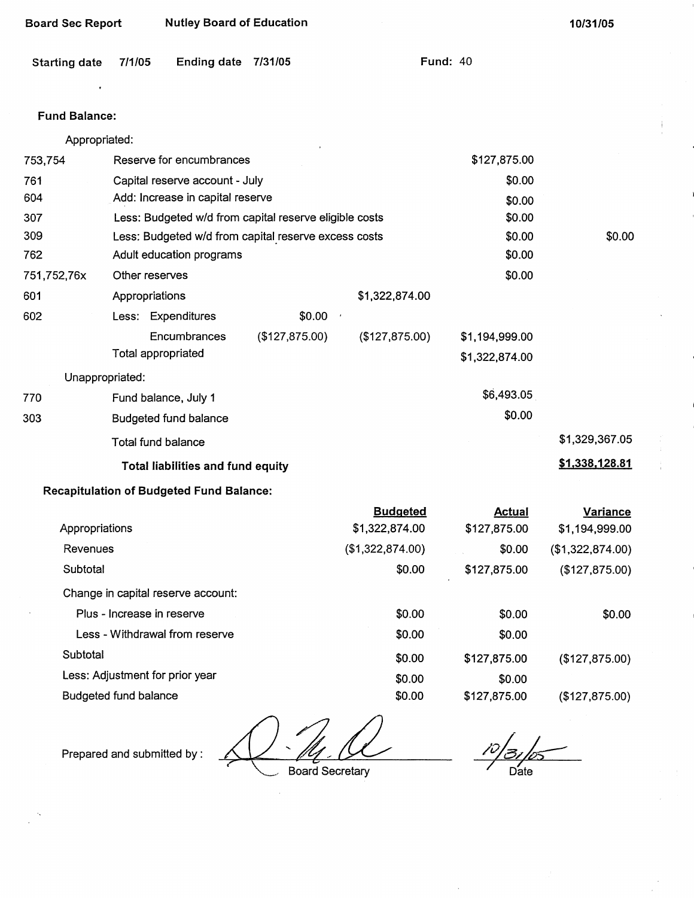Board Sec Report　　Nutley Board of Education　　10/31/05

Starting date 7/1/05　Ending date 7/31/05　　Fund: 40

**Fund Balance:**

| | Appropriated: | | | | |
|---|---|---|---|---|---|
| 753,754 | Reserve for encumbrances | | | $127,875.00 | |
| 761 | Capital reserve account - July | | | $0.00 | |
| 604 | Add: Increase in capital reserve | | | $0.00 | |
| 307 | Less: Budgeted w/d from capital reserve eligible costs | | | $0.00 | |
| 309 | Less: Budgeted w/d from capital reserve excess costs | | | $0.00 | $0.00 |
| 762 | Adult education programs | | | $0.00 | |
| 751,752,76x | Other reserves | | | $0.00 | |
| 601 | Appropriations | | $1,322,874.00 | | |
| 602 | Less: Expenditures | $0.00 | | | |
| | Encumbrances | ($127,875.00) | ($127,875.00) | $1,194,999.00 | |
| | Total appropriated | | | $1,322,874.00 | |
| | Unappropriated: | | | | |
| 770 | Fund balance, July 1 | | | $6,493.05 | |
| 303 | Budgeted fund balance | | | $0.00 | |
| | Total fund balance | | | | $1,329,367.05 |
| | **Total liabilities and fund equity** | | | | **$1,338,128.81** |

**Recapitulation of Budgeted Fund Balance:**

| | Budgeted | Actual | Variance |
|---|---|---|---|
| Appropriations | $1,322,874.00 | $127,875.00 | $1,194,999.00 |
| Revenues | ($1,322,874.00) | $0.00 | ($1,322,874.00) |
| Subtotal | $0.00 | $127,875.00 | ($127,875.00) |
| Change in capital reserve account: | | | |
| Plus - Increase in reserve | $0.00 | $0.00 | $0.00 |
| Less - Withdrawal from reserve | $0.00 | $0.00 | |
| Subtotal | $0.00 | $127,875.00 | ($127,875.00) |
| Less: Adjustment for prior year | $0.00 | $0.00 | |
| Budgeted fund balance | $0.00 | $127,875.00 | ($127,875.00) |

Prepared and submitted by : ______________ Board Secretary　　10/31/05 Date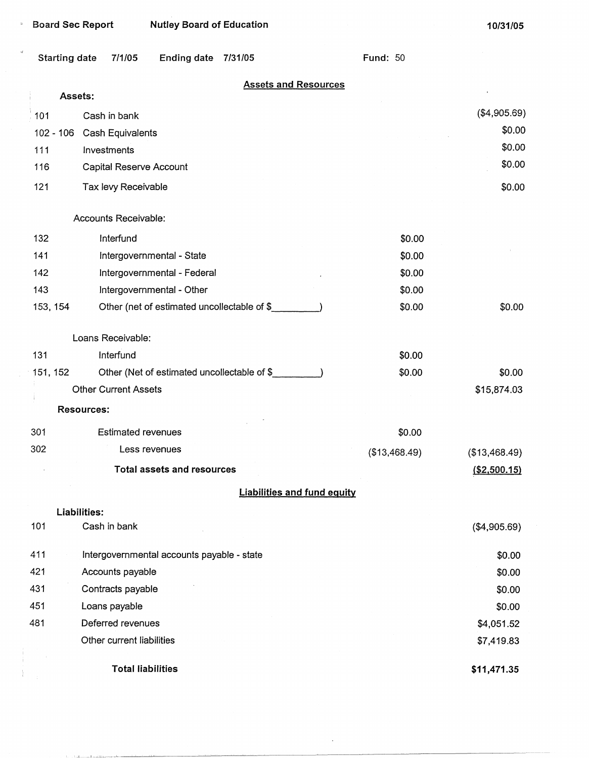Board Sec Report Nutley Board of Education 10/31/05

Starting date 7/1/05 Ending date 7/31/05 Fund: 50

## Assets and Resources

| | | | |
|---|---|---|---|
| **Assets:** | | | |
| 101 | Cash in bank | | ($4,905.69) |
| 102 - 106 | Cash Equivalents | | $0.00 |
| 111 | Investments | | $0.00 |
| 116 | Capital Reserve Account | | $0.00 |
| 121 | Tax levy Receivable | | $0.00 |
| | Accounts Receivable: | | |
| 132 | Interfund | $0.00 | |
| 141 | Intergovernmental - State | $0.00 | |
| 142 | Intergovernmental - Federal | $0.00 | |
| 143 | Intergovernmental - Other | $0.00 | |
| 153, 154 | Other (net of estimated uncollectable of $_________) | $0.00 | $0.00 |
| | Loans Receivable: | | |
| 131 | Interfund | $0.00 | |
| 151, 152 | Other (Net of estimated uncollectable of $_________) | $0.00 | $0.00 |
| | Other Current Assets | | $15,874.03 |
| **Resources:** | | | |
| 301 | Estimated revenues | $0.00 | |
| 302 | Less revenues | ($13,468.49) | ($13,468.49) |
| | **Total assets and resources** | | **($2,500.15)** |

## Liabilities and fund equity

| | | |
|---|---|---|
| **Liabilities:** | | |
| 101 | Cash in bank | ($4,905.69) |
| 411 | Intergovernmental accounts payable - state | $0.00 |
| 421 | Accounts payable | $0.00 |
| 431 | Contracts payable | $0.00 |
| 451 | Loans payable | $0.00 |
| 481 | Deferred revenues | $4,051.52 |
| | Other current liabilities | $7,419.83 |
| | **Total liabilities** | **$11,471.35** |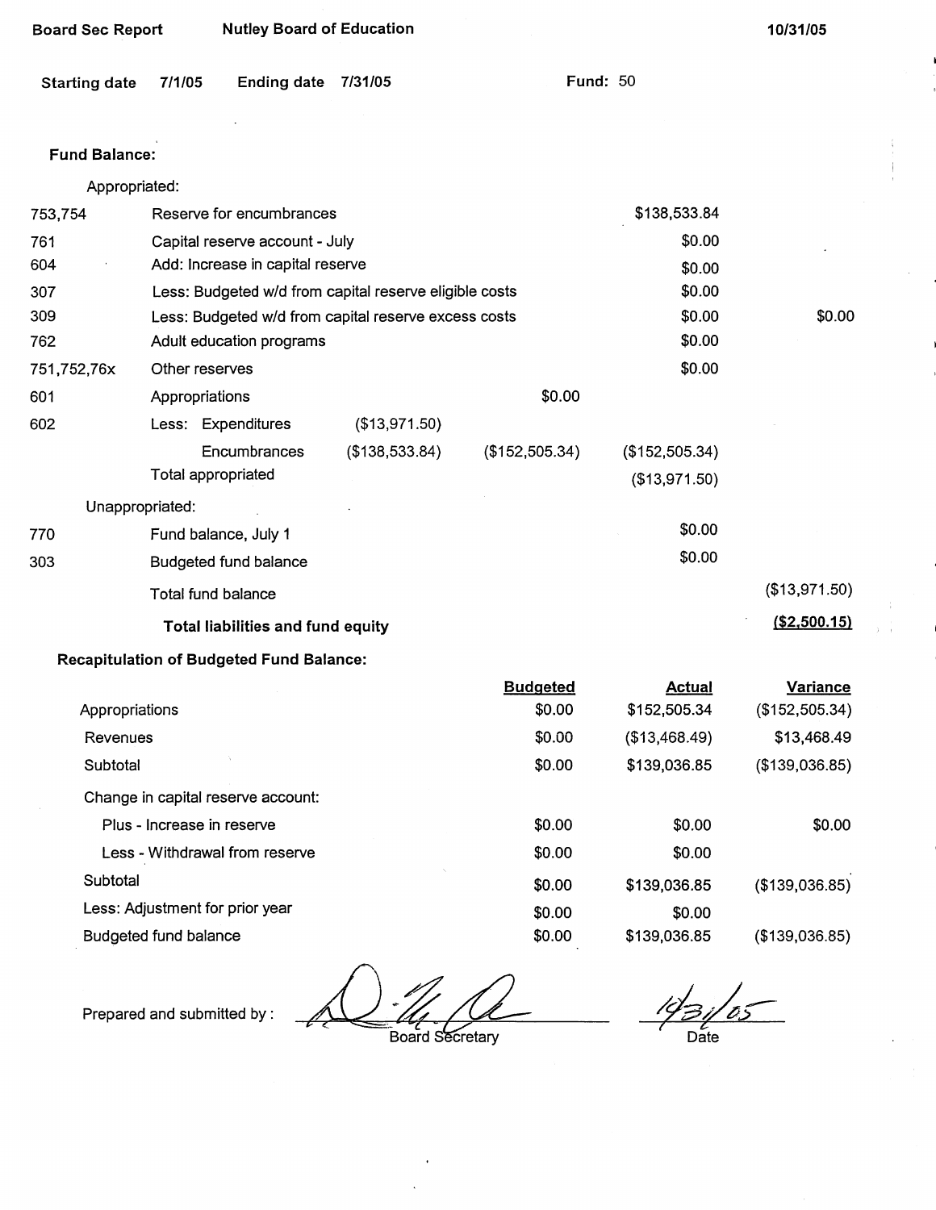Board Sec Report | Nutley Board of Education | 10/31/05

Starting date 7/1/05 Ending date 7/31/05 Fund: 50

**Fund Balance:**

| | | | | | |
|---|---|---|---|---|---|
| | Appropriated: | | | | |
| 753,754 | Reserve for encumbrances | | | $138,533.84 | |
| 761 | Capital reserve account - July | | | $0.00 | |
| 604 | Add: Increase in capital reserve | | | $0.00 | |
| 307 | Less: Budgeted w/d from capital reserve eligible costs | | | $0.00 | |
| 309 | Less: Budgeted w/d from capital reserve excess costs | | | $0.00 | $0.00 |
| 762 | Adult education programs | | | $0.00 | |
| 751,752,76x | Other reserves | | | $0.00 | |
| 601 | Appropriations | | $0.00 | | |
| 602 | Less: Expenditures | ($13,971.50) | | | |
| | Encumbrances | ($138,533.84) | ($152,505.34) | ($152,505.34) | |
| | Total appropriated | | | ($13,971.50) | |
| | Unappropriated: | | | | |
| 770 | Fund balance, July 1 | | | $0.00 | |
| 303 | Budgeted fund balance | | | $0.00 | |
| | Total fund balance | | | | ($13,971.50) |
| | **Total liabilities and fund equity** | | | | **($2,500.15)** |

**Recapitulation of Budgeted Fund Balance:**

| | Budgeted | Actual | Variance |
|---|---|---|---|
| Appropriations | $0.00 | $152,505.34 | ($152,505.34) |
| Revenues | $0.00 | ($13,468.49) | $13,468.49 |
| Subtotal | $0.00 | $139,036.85 | ($139,036.85) |
| Change in capital reserve account: | | | |
| Plus - Increase in reserve | $0.00 | $0.00 | $0.00 |
| Less - Withdrawal from reserve | $0.00 | $0.00 | |
| Subtotal | $0.00 | $139,036.85 | ($139,036.85) |
| Less: Adjustment for prior year | $0.00 | $0.00 | |
| Budgeted fund balance | $0.00 | $139,036.85 | ($139,036.85) |

Prepared and submitted by : ____________________ Board Secretary

10/31/05 Date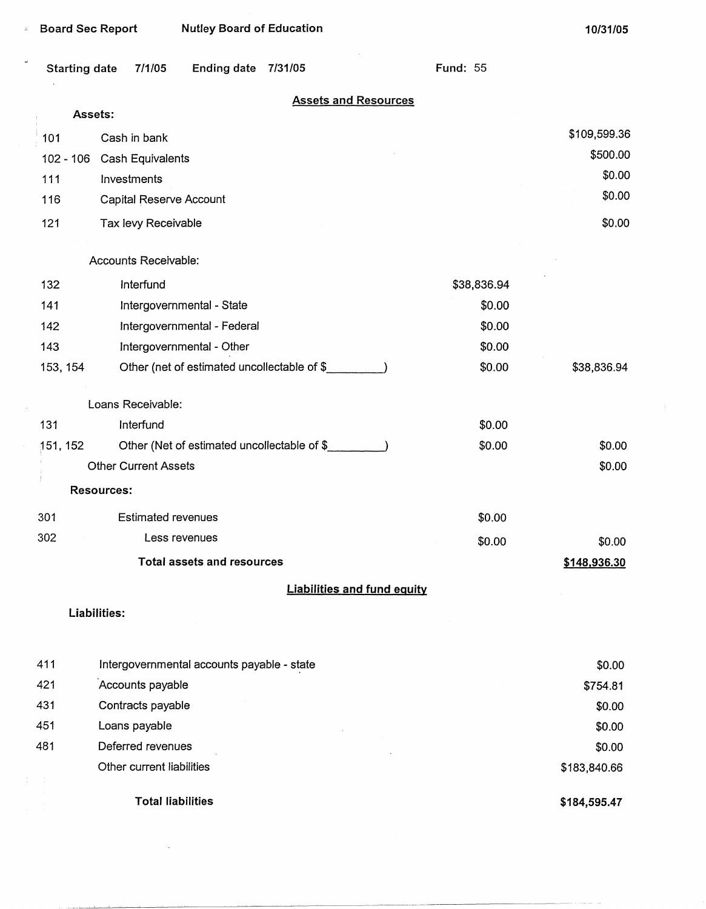Board Sec Report | Nutley Board of Education | 10/31/05

Starting date 7/1/05 | Ending date 7/31/05 | Fund: 55

## Assets and Resources

| Code | Description | | |
|---|---|---|---|
| | **Assets:** | | |
| 101 | Cash in bank | | $109,599.36 |
| 102 - 106 | Cash Equivalents | | $500.00 |
| 111 | Investments | | $0.00 |
| 116 | Capital Reserve Account | | $0.00 |
| 121 | Tax levy Receivable | | $0.00 |
| | Accounts Receivable: | | |
| 132 | Interfund | $38,836.94 | |
| 141 | Intergovernmental - State | $0.00 | |
| 142 | Intergovernmental - Federal | $0.00 | |
| 143 | Intergovernmental - Other | $0.00 | |
| 153, 154 | Other (net of estimated uncollectable of $_________) | $0.00 | $38,836.94 |
| | Loans Receivable: | | |
| 131 | Interfund | $0.00 | |
| 151, 152 | Other (Net of estimated uncollectable of $_________) | $0.00 | $0.00 |
| | Other Current Assets | | $0.00 |
| | **Resources:** | | |
| 301 | Estimated revenues | $0.00 | |
| 302 | Less revenues | $0.00 | $0.00 |
| | **Total assets and resources** | | **$148,936.30** |

## Liabilities and fund equity

| Code | Description | |
|---|---|---|
| | **Liabilities:** | |
| 411 | Intergovernmental accounts payable - state | $0.00 |
| 421 | Accounts payable | $754.81 |
| 431 | Contracts payable | $0.00 |
| 451 | Loans payable | $0.00 |
| 481 | Deferred revenues | $0.00 |
| | Other current liabilities | $183,840.66 |
| | **Total liabilities** | **$184,595.47** |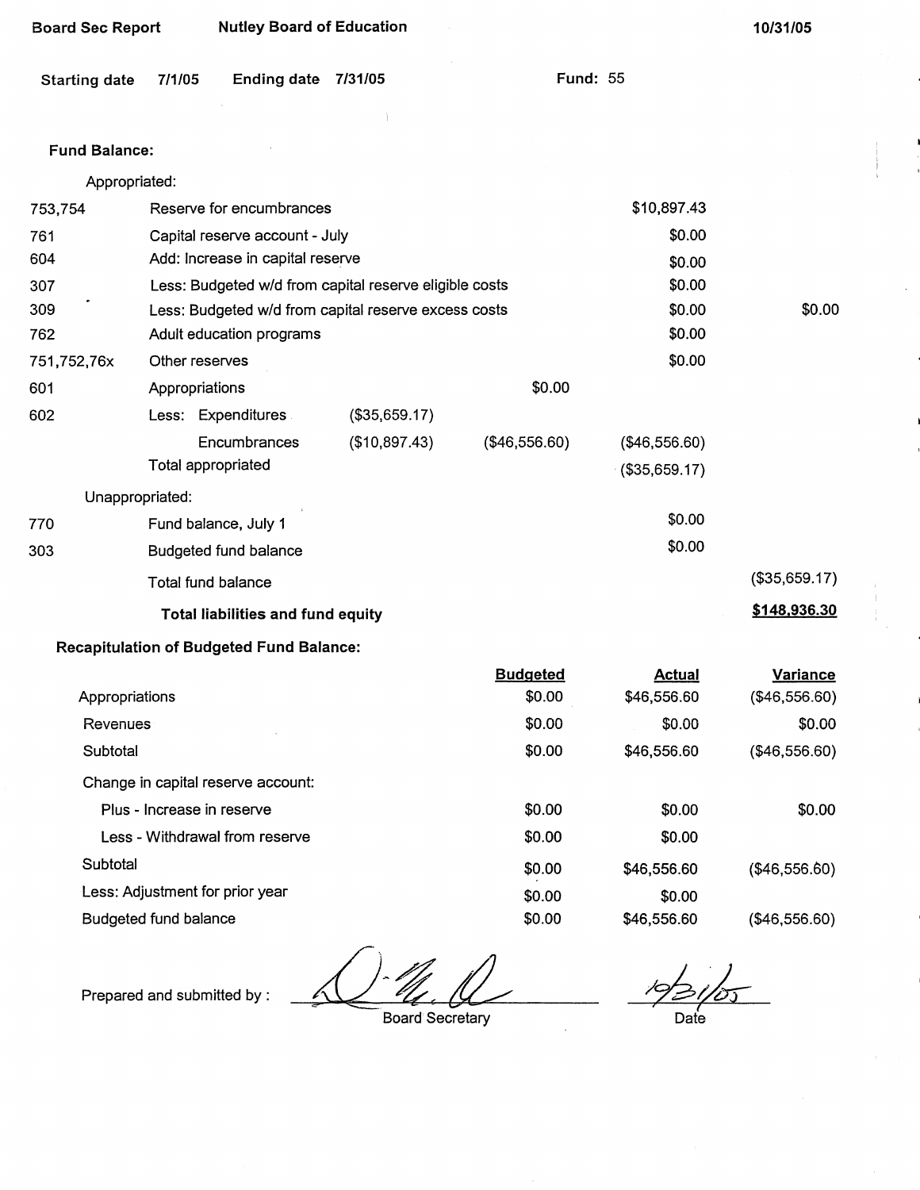Board Sec Report    Nutley Board of Education    10/31/05

Starting date 7/1/05    Ending date 7/31/05    Fund: 55

**Fund Balance:**

| | | | | | |
|---|---|---|---|---|---|
| | Appropriated: | | | | |
| 753,754 | Reserve for encumbrances | | | $10,897.43 | |
| 761 | Capital reserve account - July | | | $0.00 | |
| 604 | Add: Increase in capital reserve | | | $0.00 | |
| 307 | Less: Budgeted w/d from capital reserve eligible costs | | | $0.00 | |
| 309 | Less: Budgeted w/d from capital reserve excess costs | | | $0.00 | $0.00 |
| 762 | Adult education programs | | | $0.00 | |
| 751,752,76x | Other reserves | | | $0.00 | |
| 601 | Appropriations | | $0.00 | | |
| 602 | Less: Expenditures | ($35,659.17) | | | |
| | Encumbrances | ($10,897.43) | ($46,556.60) | ($46,556.60) | |
| | Total appropriated | | | ($35,659.17) | |
| | Unappropriated: | | | | |
| 770 | Fund balance, July 1 | | | $0.00 | |
| 303 | Budgeted fund balance | | | $0.00 | |
| | Total fund balance | | | | ($35,659.17) |
| | **Total liabilities and fund equity** | | | | **$148,936.30** |

**Recapitulation of Budgeted Fund Balance:**

| | Budgeted | Actual | Variance |
|---|---|---|---|
| Appropriations | $0.00 | $46,556.60 | ($46,556.60) |
| Revenues | $0.00 | $0.00 | $0.00 |
| Subtotal | $0.00 | $46,556.60 | ($46,556.60) |
| Change in capital reserve account: | | | |
| Plus - Increase in reserve | $0.00 | $0.00 | $0.00 |
| Less - Withdrawal from reserve | $0.00 | $0.00 | |
| Subtotal | $0.00 | $46,556.60 | ($46,556.60) |
| Less: Adjustment for prior year | $0.00 | $0.00 | |
| Budgeted fund balance | $0.00 | $46,556.60 | ($46,556.60) |

Prepared and submitted by : ____________________ Board Secretary    10/31/05 Date